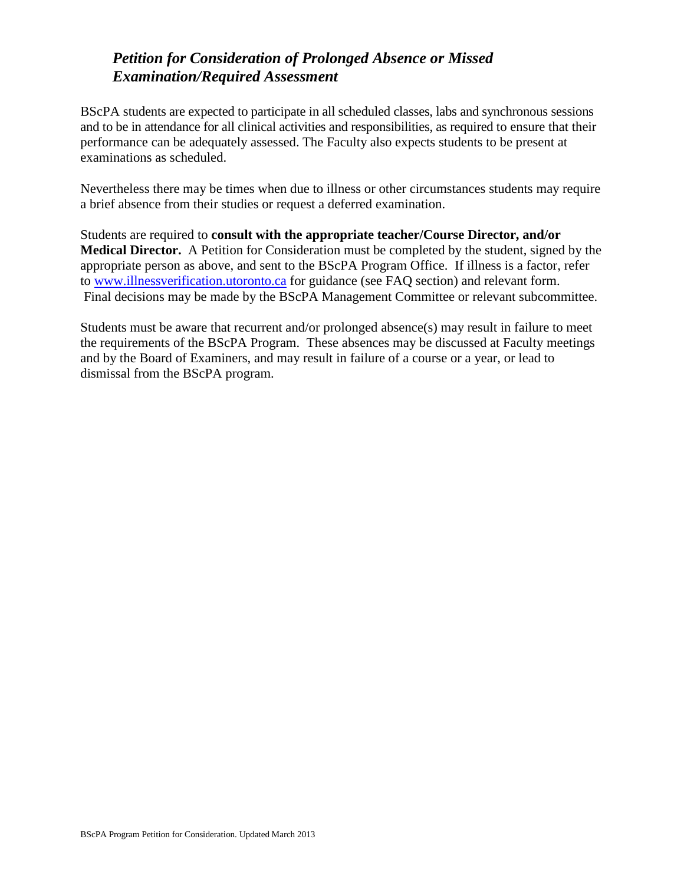# *Petition for Consideration of Prolonged Absence or Missed Examination/Required Assessment*

BScPA students are expected to participate in all scheduled classes, labs and synchronous sessions and to be in attendance for all clinical activities and responsibilities, as required to ensure that their performance can be adequately assessed. The Faculty also expects students to be present at examinations as scheduled.

Nevertheless there may be times when due to illness or other circumstances students may require a brief absence from their studies or request a deferred examination.

Students are required to **consult with the appropriate teacher/Course Director, and/or Medical Director.** A Petition for Consideration must be completed by the student, signed by the appropriate person as above, and sent to the BScPA Program Office. If illness is a factor, refer to www.illnessverification.utoronto.ca for guidance (see FAQ section) and relevant form. Final decisions may be made by the BScPA Management Committee or relevant subcommittee.

Students must be aware that recurrent and/or prolonged absence(s) may result in failure to meet the requirements of the BScPA Program. These absences may be discussed at Faculty meetings and by the Board of Examiners, and may result in failure of a course or a year, or lead to dismissal from the BScPA program.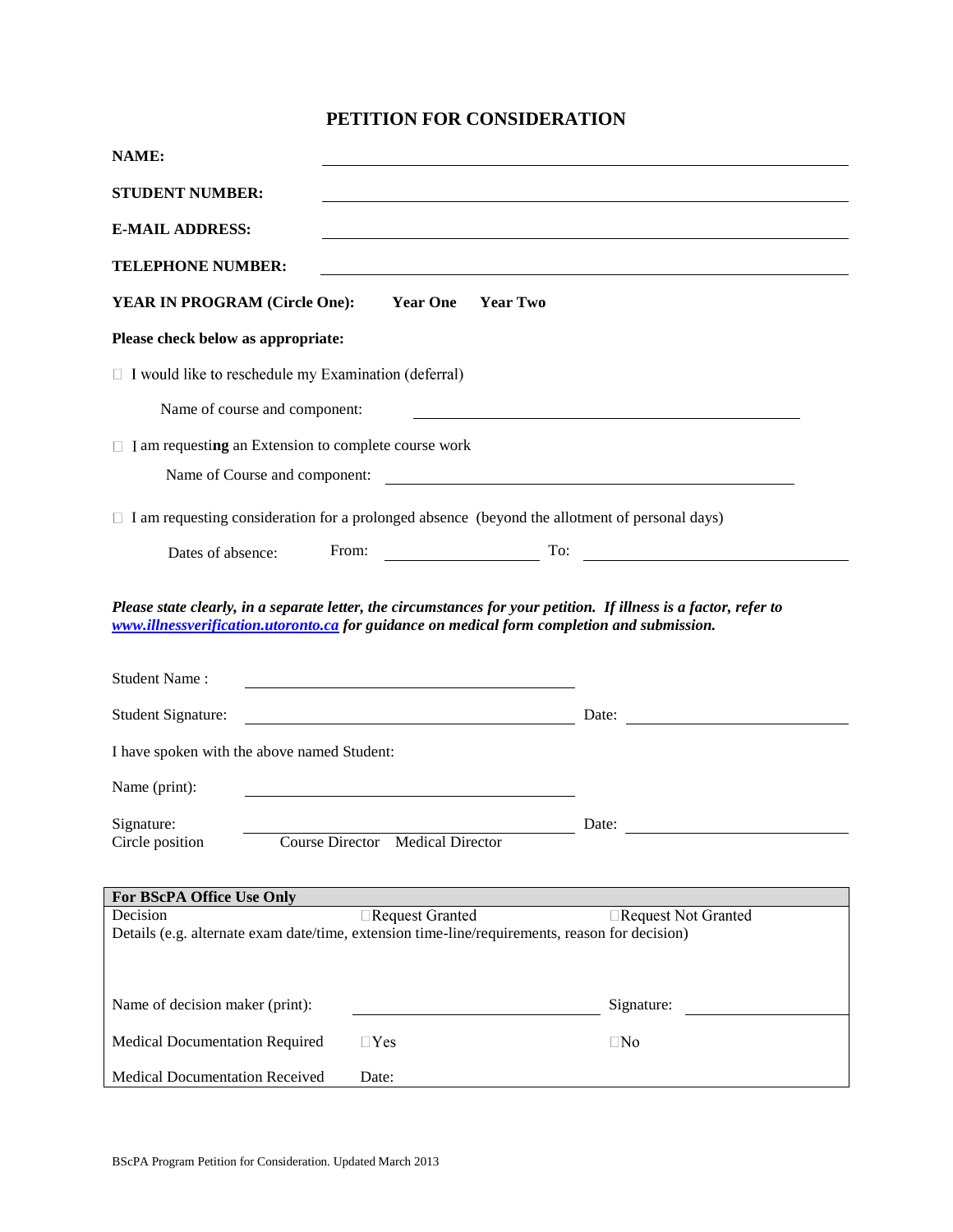# PETITION FOR CONSIDERATION

**NAME:** ______________________________

**STUDENT NUMBER:** ______________________________

**E-MAIL ADDRESS:** ______________________________

**TELEPHONE NUMBER:** ______________________________

**YEAR IN PROGRAM (Circle One):** **Year One** **Year Two**

**Please check below as appropriate:**

☐ I would like to reschedule my Examination (deferral)

Name of course and component: ______________________________

☐ I am requesting an Extension to complete course work

Name of Course and component: ______________________________

☐ I am requesting consideration for a prolonged absence (beyond the allotment of personal days)

Dates of absence: From: ______________ To: ______________

***Please state clearly, in a separate letter, the circumstances for your petition. If illness is a factor, refer to www.illnessverification.utoronto.ca for guidance on medical form completion and submission.***

Student Name : ______________________________

Student Signature: ______________________________ Date: ______________

I have spoken with the above named Student:

Name (print): ______________________________

Signature: ______________________________ Date: ______________

Circle position Course Director Medical Director

| For BScPA Office Use Only | | | |
|---|---|---|---|
| Decision | ☐Request Granted | ☐Request Not Granted | |
| Details (e.g. alternate exam date/time, extension time-line/requirements, reason for decision) | | | |
| Name of decision maker (print): | | Signature: | |
| Medical Documentation Required | ☐Yes | ☐No | |
| Medical Documentation Received | Date: | | |

BScPA Program Petition for Consideration. Updated March 2013